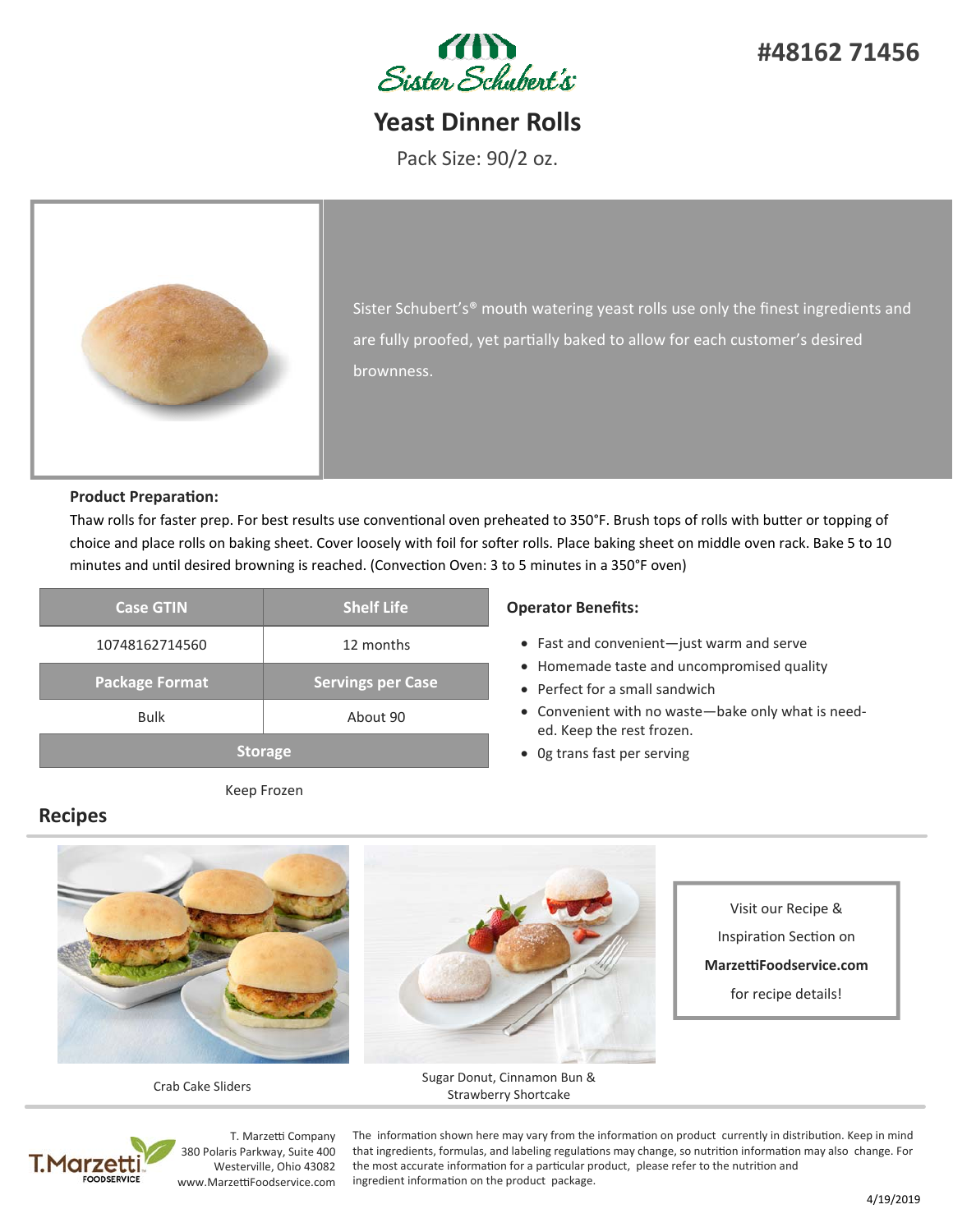Sister Schubert's

**#48162 71456**

# Yeast Dinner Rolls

Pack Size: 90/2 oz.

Sister Schubert's® mouth watering yeast rolls use only the finest ingredients and are fully proofed, yet partially baked to allow for each customer's desired brownness.

**Product Preparation:**

Thaw rolls for faster prep. For best results use conventional oven preheated to 350°F. Brush tops of rolls with butter or topping of choice and place rolls on baking sheet. Cover loosely with foil for softer rolls. Place baking sheet on middle oven rack. Bake 5 to 10 minutes and until desired browning is reached. (Convection Oven: 3 to 5 minutes in a 350°F oven)

| Case GTIN | Shelf Life |
| --- | --- |
| 10748162714560 | 12 months |
| **Package Format** | **Servings per Case** |
| Bulk | About 90 |
| **Storage** | |
| Keep Frozen | |

**Operator Benefits:**

- Fast and convenient—just warm and serve
- Homemade taste and uncompromised quality
- Perfect for a small sandwich
- Convenient with no waste—bake only what is needed. Keep the rest frozen.
- 0g trans fast per serving

## Recipes

Crab Cake Sliders

Sugar Donut, Cinnamon Bun & Strawberry Shortcake

Visit our Recipe & Inspiration Section on **MarzettiFoodservice.com** for recipe details!

T. Marzetti Company
380 Polaris Parkway, Suite 400
Westerville, Ohio 43082
www.MarzettiFoodservice.com

The information shown here may vary from the information on product currently in distribution. Keep in mind that ingredients, formulas, and labeling regulations may change, so nutrition information may also change. For the most accurate information for a particular product, please refer to the nutrition and ingredient information on the product package.

4/19/2019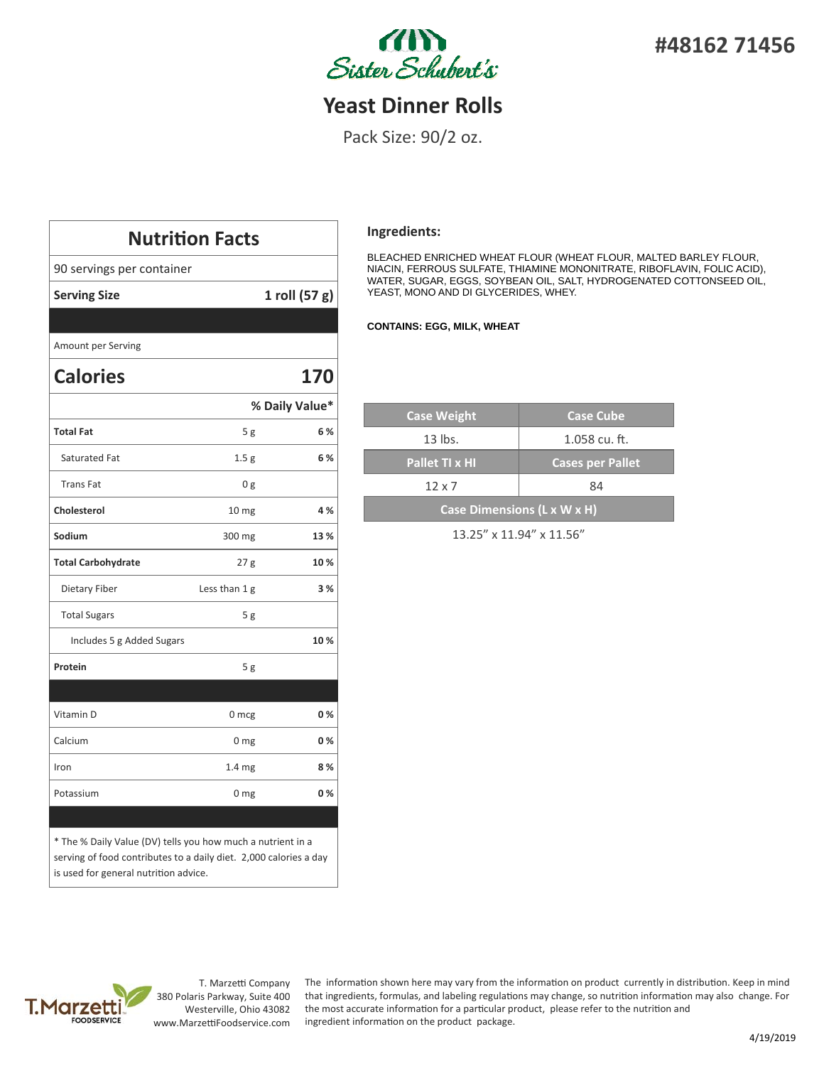#48162 71456

Sister Schubert's

# Yeast Dinner Rolls

Pack Size: 90/2 oz.

## Nutrition Facts

| | | |
|---|---|---|
| 90 servings per container | | |
| **Serving Size** | | **1 roll (57 g)** |
| Amount per Serving | | |
| **Calories** | | **170** |
| | | **% Daily Value*** |
| **Total Fat** | 5 g | **6 %** |
| Saturated Fat | 1.5 g | **6 %** |
| Trans Fat | 0 g | |
| **Cholesterol** | 10 mg | **4 %** |
| **Sodium** | 300 mg | **13 %** |
| **Total Carbohydrate** | 27 g | **10 %** |
| Dietary Fiber | Less than 1 g | **3 %** |
| Total Sugars | 5 g | |
| Includes 5 g Added Sugars | | **10 %** |
| **Protein** | 5 g | |
| Vitamin D | 0 mcg | **0 %** |
| Calcium | 0 mg | **0 %** |
| Iron | 1.4 mg | **8 %** |
| Potassium | 0 mg | **0 %** |

* The % Daily Value (DV) tells you how much a nutrient in a serving of food contributes to a daily diet. 2,000 calories a day is used for general nutrition advice.

## Ingredients:

BLEACHED ENRICHED WHEAT FLOUR (WHEAT FLOUR, MALTED BARLEY FLOUR, NIACIN, FERROUS SULFATE, THIAMINE MONONITRATE, RIBOFLAVIN, FOLIC ACID), WATER, SUGAR, EGGS, SOYBEAN OIL, SALT, HYDROGENATED COTTONSEED OIL, YEAST, MONO AND DI GLYCERIDES, WHEY.

**CONTAINS: EGG, MILK, WHEAT**

| Case Weight | Case Cube |
|---|---|
| 13 lbs. | 1.058 cu. ft. |
| **Pallet TI x HI** | **Cases per Pallet** |
| 12 x 7 | 84 |
| **Case Dimensions (L x W x H)** | |
| 13.25” x 11.94” x 11.56” | |

T.Marzetti FOODSERVICE

T. Marzetti Company
380 Polaris Parkway, Suite 400
Westerville, Ohio 43082
www.MarzettiFoodservice.com

The information shown here may vary from the information on product currently in distribution. Keep in mind that ingredients, formulas, and labeling regulations may change, so nutrition information may also change. For the most accurate information for a particular product, please refer to the nutrition and ingredient information on the product package.

4/19/2019